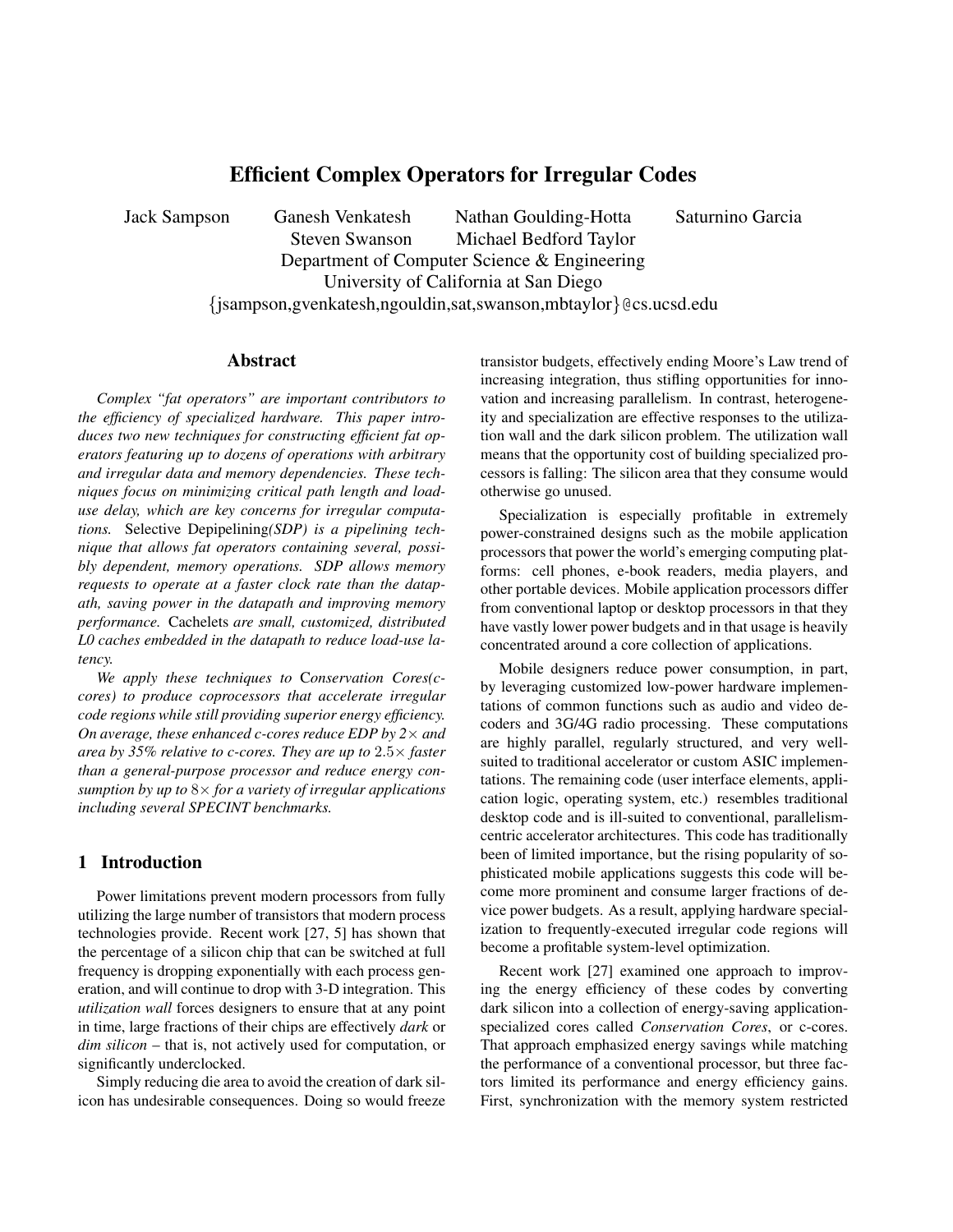# Efficient Complex Operators for Irregular Codes

Jack Sampson Ganesh Venkatesh Nathan Goulding-Hotta Saturnino Garcia
Steven Swanson Michael Bedford Taylor
Department of Computer Science & Engineering
University of California at San Diego
{jsampson,gvenkatesh,ngouldin,sat,swanson,mbtaylor}@cs.ucsd.edu

## Abstract

*Complex "fat operators" are important contributors to the efficiency of specialized hardware. This paper introduces two new techniques for constructing efficient fat operators featuring up to dozens of operations with arbitrary and irregular data and memory dependencies. These techniques focus on minimizing critical path length and load-use delay, which are key concerns for irregular computations.* Selective Depipelining*(SDP) is a pipelining technique that allows fat operators containing several, possibly dependent, memory operations. SDP allows memory requests to operate at a faster clock rate than the datapath, saving power in the datapath and improving memory performance.* Cachelets *are small, customized, distributed L0 caches embedded in the datapath to reduce load-use latency.*

*We apply these techniques to* Conservation Cores*(c-cores) to produce coprocessors that accelerate irregular code regions while still providing superior energy efficiency. On average, these enhanced c-cores reduce EDP by 2× and area by 35% relative to c-cores. They are up to 2.5× faster than a general-purpose processor and reduce energy consumption by up to 8× for a variety of irregular applications including several SPECINT benchmarks.*

## 1 Introduction

Power limitations prevent modern processors from fully utilizing the large number of transistors that modern process technologies provide. Recent work [27, 5] has shown that the percentage of a silicon chip that can be switched at full frequency is dropping exponentially with each process generation, and will continue to drop with 3-D integration. This *utilization wall* forces designers to ensure that at any point in time, large fractions of their chips are effectively *dark* or *dim silicon* – that is, not actively used for computation, or significantly underclocked.

Simply reducing die area to avoid the creation of dark silicon has undesirable consequences. Doing so would freeze transistor budgets, effectively ending Moore's Law trend of increasing integration, thus stifling opportunities for innovation and increasing parallelism. In contrast, heterogeneity and specialization are effective responses to the utilization wall and the dark silicon problem. The utilization wall means that the opportunity cost of building specialized processors is falling: The silicon area that they consume would otherwise go unused.

Specialization is especially profitable in extremely power-constrained designs such as the mobile application processors that power the world's emerging computing platforms: cell phones, e-book readers, media players, and other portable devices. Mobile application processors differ from conventional laptop or desktop processors in that they have vastly lower power budgets and in that usage is heavily concentrated around a core collection of applications.

Mobile designers reduce power consumption, in part, by leveraging customized low-power hardware implementations of common functions such as audio and video decoders and 3G/4G radio processing. These computations are highly parallel, regularly structured, and very well-suited to traditional accelerator or custom ASIC implementations. The remaining code (user interface elements, application logic, operating system, etc.) resembles traditional desktop code and is ill-suited to conventional, parallelism-centric accelerator architectures. This code has traditionally been of limited importance, but the rising popularity of sophisticated mobile applications suggests this code will become more prominent and consume larger fractions of device power budgets. As a result, applying hardware specialization to frequently-executed irregular code regions will become a profitable system-level optimization.

Recent work [27] examined one approach to improving the energy efficiency of these codes by converting dark silicon into a collection of energy-saving application-specialized cores called *Conservation Cores*, or c-cores. That approach emphasized energy savings while matching the performance of a conventional processor, but three factors limited its performance and energy efficiency gains. First, synchronization with the memory system restricted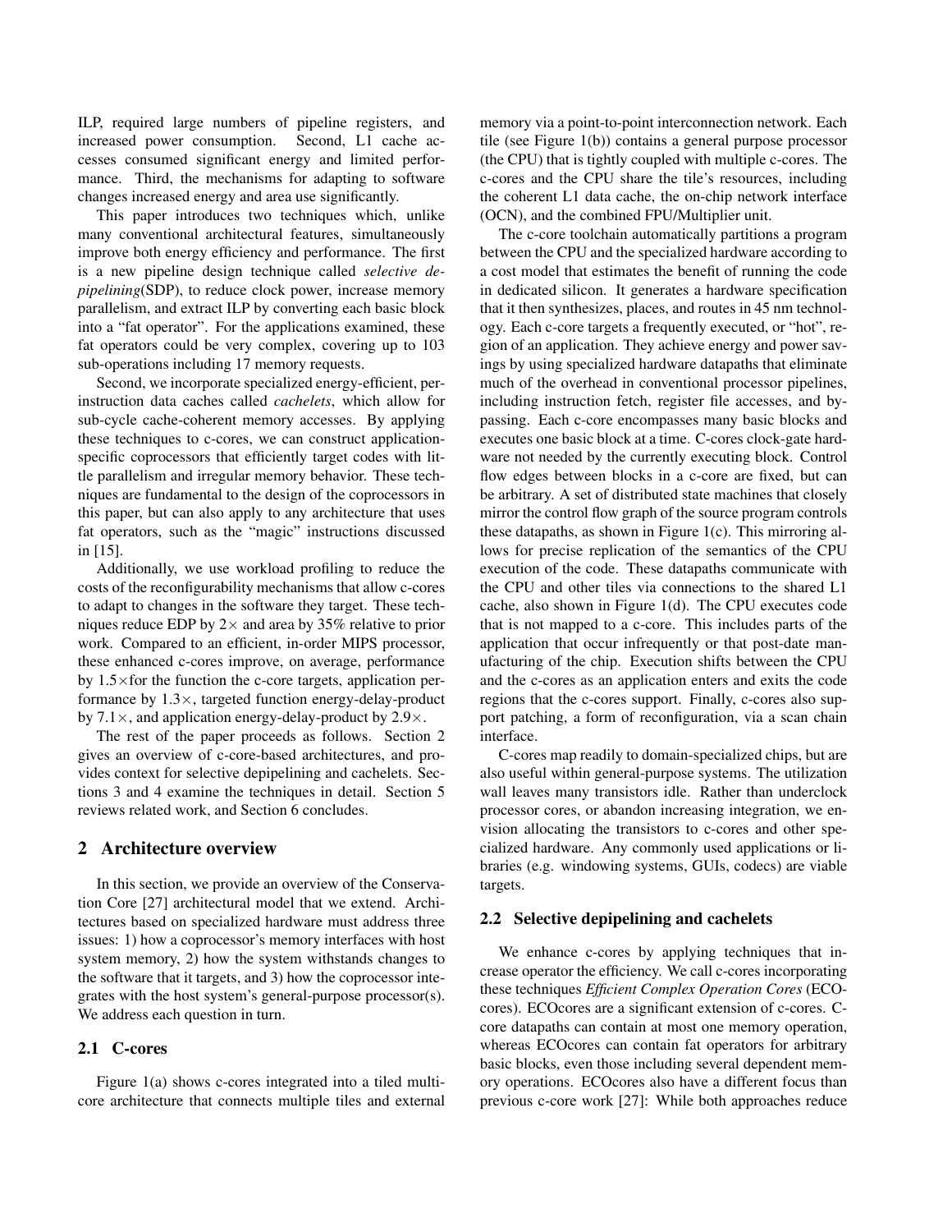ILP, required large numbers of pipeline registers, and increased power consumption. Second, L1 cache accesses consumed significant energy and limited performance. Third, the mechanisms for adapting to software changes increased energy and area use significantly.

This paper introduces two techniques which, unlike many conventional architectural features, simultaneously improve both energy efficiency and performance. The first is a new pipeline design technique called *selective depipelining*(SDP), to reduce clock power, increase memory parallelism, and extract ILP by converting each basic block into a "fat operator". For the applications examined, these fat operators could be very complex, covering up to 103 sub-operations including 17 memory requests.

Second, we incorporate specialized energy-efficient, per-instruction data caches called *cachelets*, which allow for sub-cycle cache-coherent memory accesses. By applying these techniques to c-cores, we can construct application-specific coprocessors that efficiently target codes with little parallelism and irregular memory behavior. These techniques are fundamental to the design of the coprocessors in this paper, but can also apply to any architecture that uses fat operators, such as the "magic" instructions discussed in [15].

Additionally, we use workload profiling to reduce the costs of the reconfigurability mechanisms that allow c-cores to adapt to changes in the software they target. These techniques reduce EDP by $2\times$ and area by 35% relative to prior work. Compared to an efficient, in-order MIPS processor, these enhanced c-cores improve, on average, performance by $1.5\times$for the function the c-core targets, application performance by $1.3\times$, targeted function energy-delay-product by $7.1\times$, and application energy-delay-product by $2.9\times$.

The rest of the paper proceeds as follows. Section 2 gives an overview of c-core-based architectures, and provides context for selective depipelining and cachelets. Sections 3 and 4 examine the techniques in detail. Section 5 reviews related work, and Section 6 concludes.

## 2 Architecture overview

In this section, we provide an overview of the Conservation Core [27] architectural model that we extend. Architectures based on specialized hardware must address three issues: 1) how a coprocessor's memory interfaces with host system memory, 2) how the system withstands changes to the software that it targets, and 3) how the coprocessor integrates with the host system's general-purpose processor(s). We address each question in turn.

### 2.1 C-cores

Figure 1(a) shows c-cores integrated into a tiled multicore architecture that connects multiple tiles and external memory via a point-to-point interconnection network. Each tile (see Figure 1(b)) contains a general purpose processor (the CPU) that is tightly coupled with multiple c-cores. The c-cores and the CPU share the tile's resources, including the coherent L1 data cache, the on-chip network interface (OCN), and the combined FPU/Multiplier unit.

The c-core toolchain automatically partitions a program between the CPU and the specialized hardware according to a cost model that estimates the benefit of running the code in dedicated silicon. It generates a hardware specification that it then synthesizes, places, and routes in 45 nm technology. Each c-core targets a frequently executed, or "hot", region of an application. They achieve energy and power savings by using specialized hardware datapaths that eliminate much of the overhead in conventional processor pipelines, including instruction fetch, register file accesses, and bypassing. Each c-core encompasses many basic blocks and executes one basic block at a time. C-cores clock-gate hardware not needed by the currently executing block. Control flow edges between blocks in a c-core are fixed, but can be arbitrary. A set of distributed state machines that closely mirror the control flow graph of the source program controls these datapaths, as shown in Figure 1(c). This mirroring allows for precise replication of the semantics of the CPU execution of the code. These datapaths communicate with the CPU and other tiles via connections to the shared L1 cache, also shown in Figure 1(d). The CPU executes code that is not mapped to a c-core. This includes parts of the application that occur infrequently or that post-date manufacturing of the chip. Execution shifts between the CPU and the c-cores as an application enters and exits the code regions that the c-cores support. Finally, c-cores also support patching, a form of reconfiguration, via a scan chain interface.

C-cores map readily to domain-specialized chips, but are also useful within general-purpose systems. The utilization wall leaves many transistors idle. Rather than underclock processor cores, or abandon increasing integration, we envision allocating the transistors to c-cores and other specialized hardware. Any commonly used applications or libraries (e.g. windowing systems, GUIs, codecs) are viable targets.

### 2.2 Selective depipelining and cachelets

We enhance c-cores by applying techniques that increase operator the efficiency. We call c-cores incorporating these techniques *Efficient Complex Operation Cores* (ECOcores). ECOcores are a significant extension of c-cores. C-core datapaths can contain at most one memory operation, whereas ECOcores can contain fat operators for arbitrary basic blocks, even those including several dependent memory operations. ECOcores also have a different focus than previous c-core work [27]: While both approaches reduce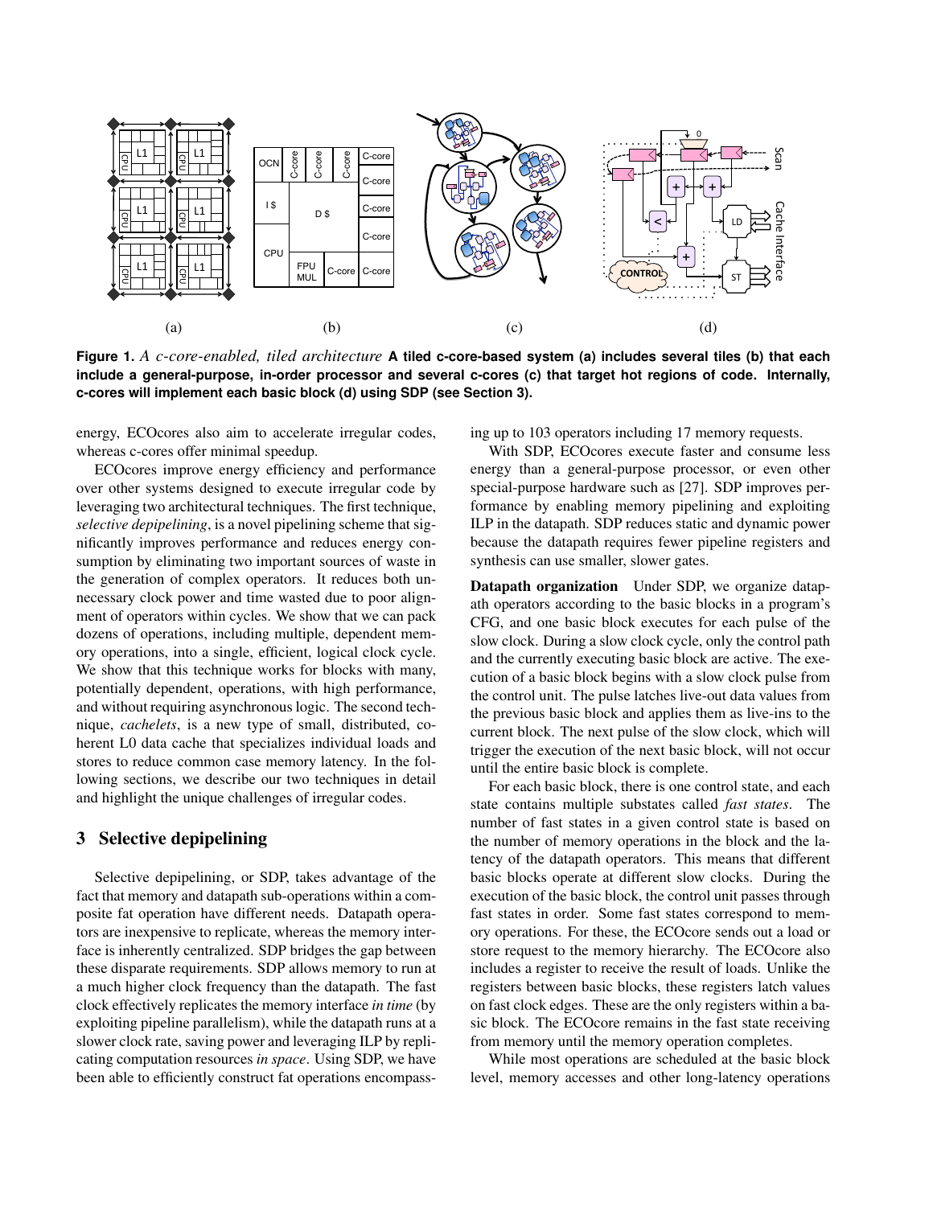**Figure 1.** *A c-core-enabled, tiled architecture* **A tiled c-core-based system (a) includes several tiles (b) that each include a general-purpose, in-order processor and several c-cores (c) that target hot regions of code. Internally, c-cores will implement each basic block (d) using SDP (see Section 3).**

energy, ECOcores also aim to accelerate irregular codes, whereas c-cores offer minimal speedup.

ECOcores improve energy efficiency and performance over other systems designed to execute irregular code by leveraging two architectural techniques. The first technique, *selective depipelining*, is a novel pipelining scheme that significantly improves performance and reduces energy consumption by eliminating two important sources of waste in the generation of complex operators. It reduces both unnecessary clock power and time wasted due to poor alignment of operators within cycles. We show that we can pack dozens of operations, including multiple, dependent memory operations, into a single, efficient, logical clock cycle. We show that this technique works for blocks with many, potentially dependent, operations, with high performance, and without requiring asynchronous logic. The second technique, *cachelets*, is a new type of small, distributed, coherent L0 data cache that specializes individual loads and stores to reduce common case memory latency. In the following sections, we describe our two techniques in detail and highlight the unique challenges of irregular codes.

## 3 Selective depipelining

Selective depipelining, or SDP, takes advantage of the fact that memory and datapath sub-operations within a composite fat operation have different needs. Datapath operators are inexpensive to replicate, whereas the memory interface is inherently centralized. SDP bridges the gap between these disparate requirements. SDP allows memory to run at a much higher clock frequency than the datapath. The fast clock effectively replicates the memory interface *in time* (by exploiting pipeline parallelism), while the datapath runs at a slower clock rate, saving power and leveraging ILP by replicating computation resources *in space*. Using SDP, we have been able to efficiently construct fat operations encompassing up to 103 operators including 17 memory requests.

With SDP, ECOcores execute faster and consume less energy than a general-purpose processor, or even other special-purpose hardware such as [27]. SDP improves performance by enabling memory pipelining and exploiting ILP in the datapath. SDP reduces static and dynamic power because the datapath requires fewer pipeline registers and synthesis can use smaller, slower gates.

**Datapath organization** Under SDP, we organize datapath operators according to the basic blocks in a program's CFG, and one basic block executes for each pulse of the slow clock. During a slow clock cycle, only the control path and the currently executing basic block are active. The execution of a basic block begins with a slow clock pulse from the control unit. The pulse latches live-out data values from the previous basic block and applies them as live-ins to the current block. The next pulse of the slow clock, which will trigger the execution of the next basic block, will not occur until the entire basic block is complete.

For each basic block, there is one control state, and each state contains multiple substates called *fast states*. The number of fast states in a given control state is based on the number of memory operations in the block and the latency of the datapath operators. This means that different basic blocks operate at different slow clocks. During the execution of the basic block, the control unit passes through fast states in order. Some fast states correspond to memory operations. For these, the ECOcore sends out a load or store request to the memory hierarchy. The ECOcore also includes a register to receive the result of loads. Unlike the registers between basic blocks, these registers latch values on fast clock edges. These are the only registers within a basic block. The ECOcore remains in the fast state receiving from memory until the memory operation completes.

While most operations are scheduled at the basic block level, memory accesses and other long-latency operations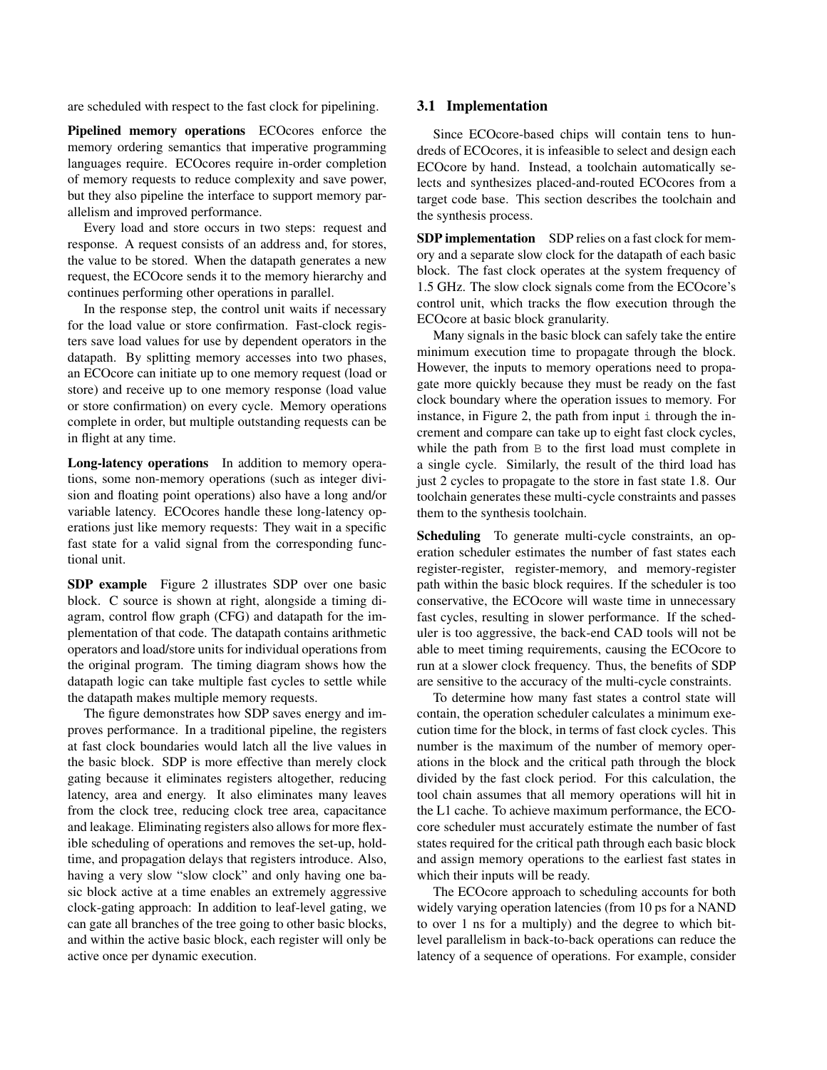are scheduled with respect to the fast clock for pipelining.

**Pipelined memory operations** ECOcores enforce the memory ordering semantics that imperative programming languages require. ECOcores require in-order completion of memory requests to reduce complexity and save power, but they also pipeline the interface to support memory parallelism and improved performance.

Every load and store occurs in two steps: request and response. A request consists of an address and, for stores, the value to be stored. When the datapath generates a new request, the ECOcore sends it to the memory hierarchy and continues performing other operations in parallel.

In the response step, the control unit waits if necessary for the load value or store confirmation. Fast-clock registers save load values for use by dependent operators in the datapath. By splitting memory accesses into two phases, an ECOcore can initiate up to one memory request (load or store) and receive up to one memory response (load value or store confirmation) on every cycle. Memory operations complete in order, but multiple outstanding requests can be in flight at any time.

**Long-latency operations** In addition to memory operations, some non-memory operations (such as integer division and floating point operations) also have a long and/or variable latency. ECOcores handle these long-latency operations just like memory requests: They wait in a specific fast state for a valid signal from the corresponding functional unit.

**SDP example** Figure 2 illustrates SDP over one basic block. C source is shown at right, alongside a timing diagram, control flow graph (CFG) and datapath for the implementation of that code. The datapath contains arithmetic operators and load/store units for individual operations from the original program. The timing diagram shows how the datapath logic can take multiple fast cycles to settle while the datapath makes multiple memory requests.

The figure demonstrates how SDP saves energy and improves performance. In a traditional pipeline, the registers at fast clock boundaries would latch all the live values in the basic block. SDP is more effective than merely clock gating because it eliminates registers altogether, reducing latency, area and energy. It also eliminates many leaves from the clock tree, reducing clock tree area, capacitance and leakage. Eliminating registers also allows for more flexible scheduling of operations and removes the set-up, hold-time, and propagation delays that registers introduce. Also, having a very slow "slow clock" and only having one basic block active at a time enables an extremely aggressive clock-gating approach: In addition to leaf-level gating, we can gate all branches of the tree going to other basic blocks, and within the active basic block, each register will only be active once per dynamic execution.

### 3.1 Implementation

Since ECOcore-based chips will contain tens to hundreds of ECOcores, it is infeasible to select and design each ECOcore by hand. Instead, a toolchain automatically selects and synthesizes placed-and-routed ECOcores from a target code base. This section describes the toolchain and the synthesis process.

**SDP implementation** SDP relies on a fast clock for memory and a separate slow clock for the datapath of each basic block. The fast clock operates at the system frequency of 1.5 GHz. The slow clock signals come from the ECOcore's control unit, which tracks the flow execution through the ECOcore at basic block granularity.

Many signals in the basic block can safely take the entire minimum execution time to propagate through the block. However, the inputs to memory operations need to propagate more quickly because they must be ready on the fast clock boundary where the operation issues to memory. For instance, in Figure 2, the path from input `i` through the increment and compare can take up to eight fast clock cycles, while the path from `B` to the first load must complete in a single cycle. Similarly, the result of the third load has just 2 cycles to propagate to the store in fast state 1.8. Our toolchain generates these multi-cycle constraints and passes them to the synthesis toolchain.

**Scheduling** To generate multi-cycle constraints, an operation scheduler estimates the number of fast states each register-register, register-memory, and memory-register path within the basic block requires. If the scheduler is too conservative, the ECOcore will waste time in unnecessary fast cycles, resulting in slower performance. If the scheduler is too aggressive, the back-end CAD tools will not be able to meet timing requirements, causing the ECOcore to run at a slower clock frequency. Thus, the benefits of SDP are sensitive to the accuracy of the multi-cycle constraints.

To determine how many fast states a control state will contain, the operation scheduler calculates a minimum execution time for the block, in terms of fast clock cycles. This number is the maximum of the number of memory operations in the block and the critical path through the block divided by the fast clock period. For this calculation, the tool chain assumes that all memory operations will hit in the L1 cache. To achieve maximum performance, the ECOcore scheduler must accurately estimate the number of fast states required for the critical path through each basic block and assign memory operations to the earliest fast states in which their inputs will be ready.

The ECOcore approach to scheduling accounts for both widely varying operation latencies (from 10 ps for a NAND to over 1 ns for a multiply) and the degree to which bit-level parallelism in back-to-back operations can reduce the latency of a sequence of operations. For example, consider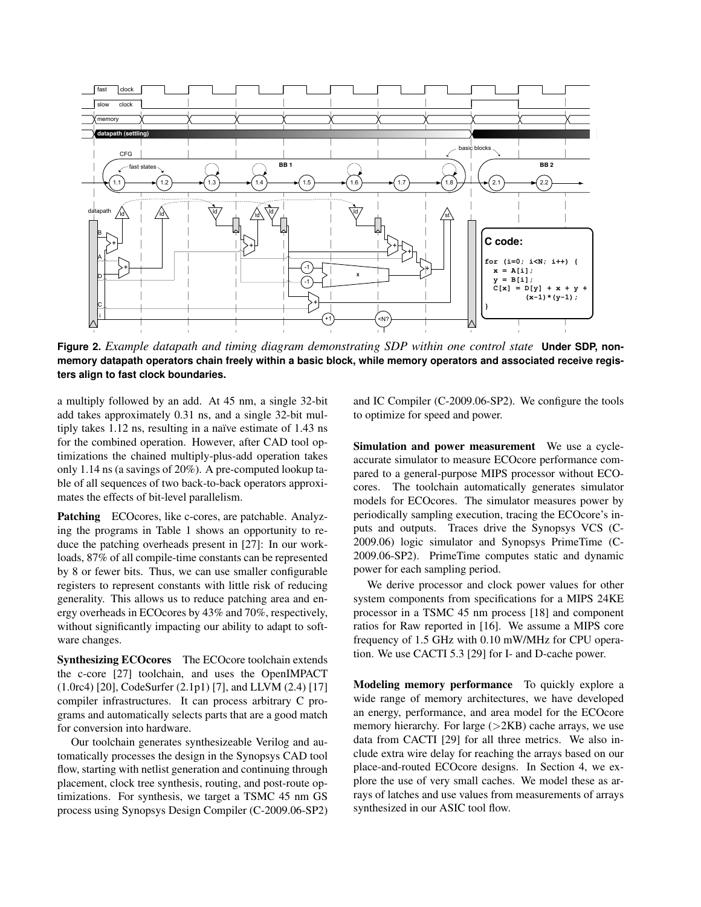**Figure 2.** *Example datapath and timing diagram demonstrating SDP within one control state* **Under SDP, non-memory datapath operators chain freely within a basic block, while memory operators and associated receive registers align to fast clock boundaries.**

a multiply followed by an add. At 45 nm, a single 32-bit add takes approximately 0.31 ns, and a single 32-bit multiply takes 1.12 ns, resulting in a naïve estimate of 1.43 ns for the combined operation. However, after CAD tool optimizations the chained multiply-plus-add operation takes only 1.14 ns (a savings of 20%). A pre-computed lookup table of all sequences of two back-to-back operators approximates the effects of bit-level parallelism.

**Patching** ECOcores, like c-cores, are patchable. Analyzing the programs in Table 1 shows an opportunity to reduce the patching overheads present in [27]: In our workloads, 87% of all compile-time constants can be represented by 8 or fewer bits. Thus, we can use smaller configurable registers to represent constants with little risk of reducing generality. This allows us to reduce patching area and energy overheads in ECOcores by 43% and 70%, respectively, without significantly impacting our ability to adapt to software changes.

**Synthesizing ECOcores** The ECOcore toolchain extends the c-core [27] toolchain, and uses the OpenIMPACT (1.0rc4) [20], CodeSurfer (2.1p1) [7], and LLVM (2.4) [17] compiler infrastructures. It can process arbitrary C programs and automatically selects parts that are a good match for conversion into hardware.

Our toolchain generates synthesizeable Verilog and automatically processes the design in the Synopsys CAD tool flow, starting with netlist generation and continuing through placement, clock tree synthesis, routing, and post-route optimizations. For synthesis, we target a TSMC 45 nm GS process using Synopsys Design Compiler (C-2009.06-SP2) and IC Compiler (C-2009.06-SP2). We configure the tools to optimize for speed and power.

**Simulation and power measurement** We use a cycle-accurate simulator to measure ECOcore performance compared to a general-purpose MIPS processor without ECOcores. The toolchain automatically generates simulator models for ECOcores. The simulator measures power by periodically sampling execution, tracing the ECOcore's inputs and outputs. Traces drive the Synopsys VCS (C-2009.06) logic simulator and Synopsys PrimeTime (C-2009.06-SP2). PrimeTime computes static and dynamic power for each sampling period.

We derive processor and clock power values for other system components from specifications for a MIPS 24KE processor in a TSMC 45 nm process [18] and component ratios for Raw reported in [16]. We assume a MIPS core frequency of 1.5 GHz with 0.10 mW/MHz for CPU operation. We use CACTI 5.3 [29] for I- and D-cache power.

**Modeling memory performance** To quickly explore a wide range of memory architectures, we have developed an energy, performance, and area model for the ECOcore memory hierarchy. For large (>2KB) cache arrays, we use data from CACTI [29] for all three metrics. We also include extra wire delay for reaching the arrays based on our place-and-routed ECOcore designs. In Section 4, we explore the use of very small caches. We model these as arrays of latches and use values from measurements of arrays synthesized in our ASIC tool flow.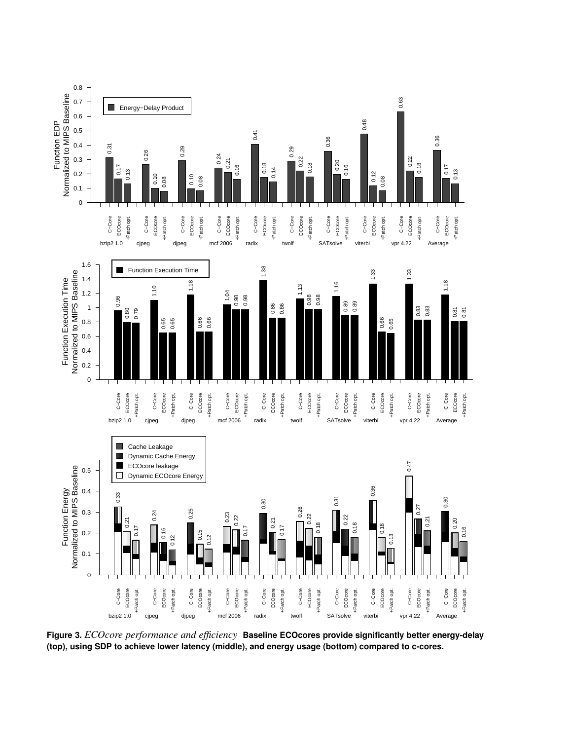**Figure 3.** *ECOcore performance and efficiency* **Baseline ECOcores provide significantly better energy-delay (top), using SDP to achieve lower latency (middle), and energy usage (bottom) compared to c-cores.**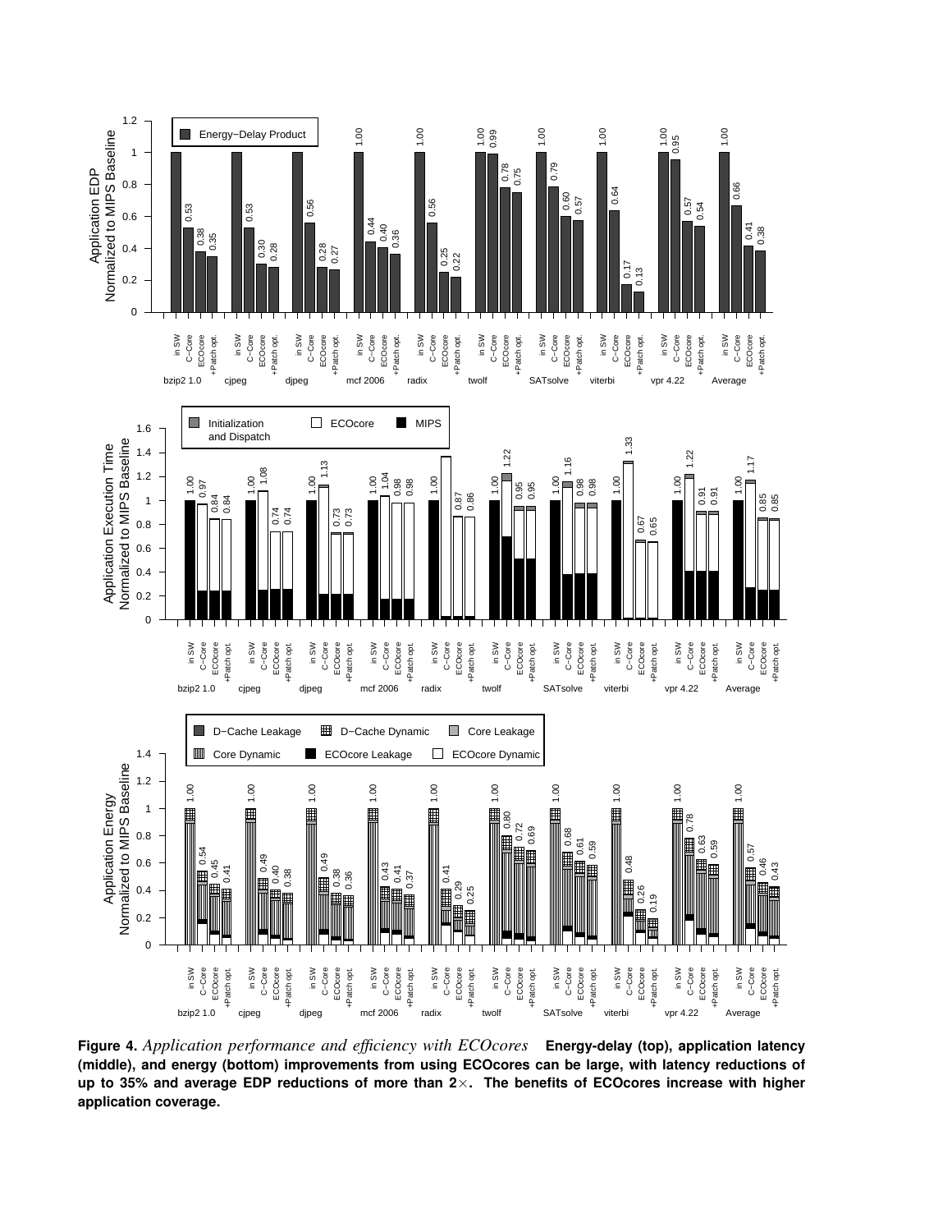**Figure 4.** *Application performance and efficiency with ECOcores* **Energy-delay (top), application latency (middle), and energy (bottom) improvements from using ECOcores can be large, with latency reductions of up to 35% and average EDP reductions of more than 2×. The benefits of ECOcores increase with higher application coverage.**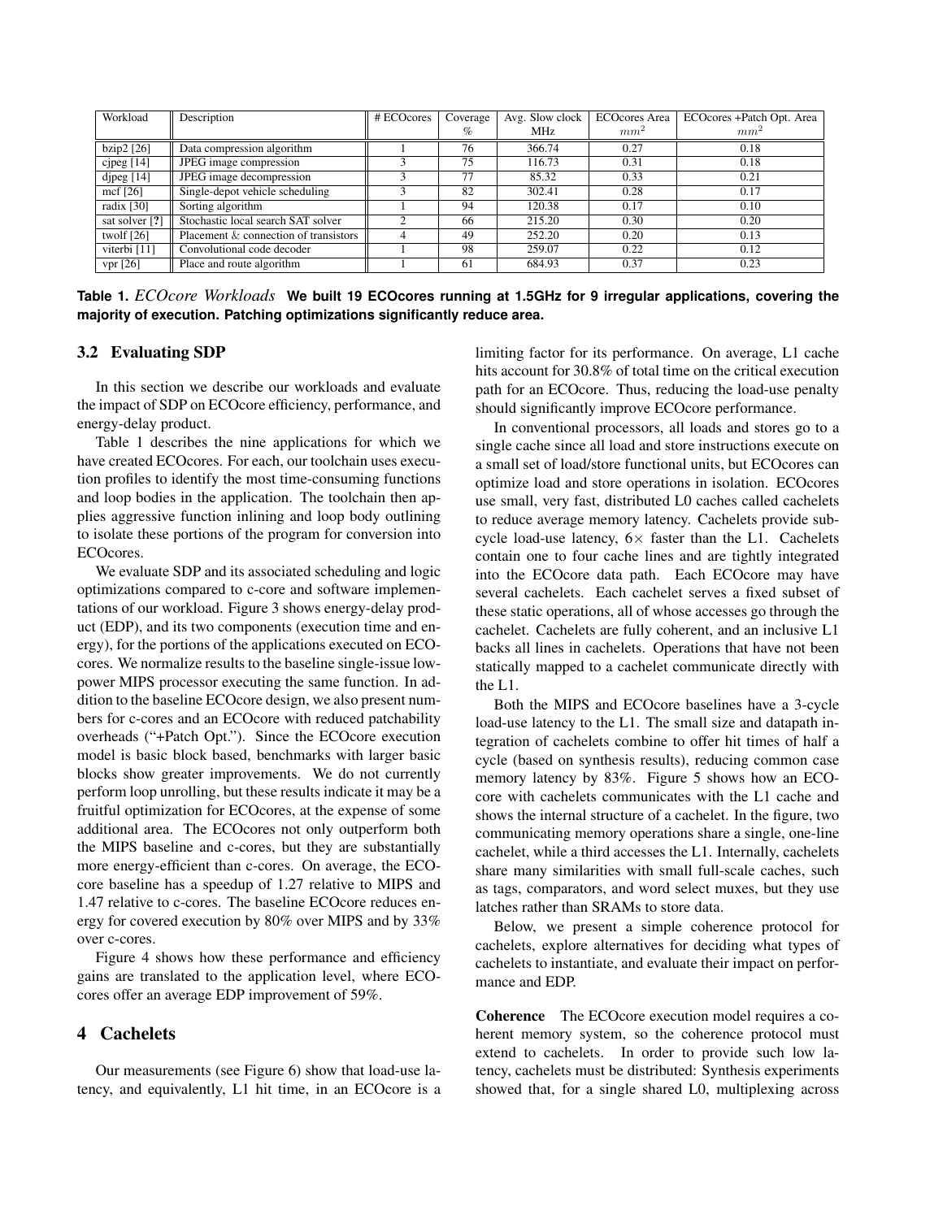| Workload | Description | # ECOcores | Coverage % | Avg. Slow clock MHz | ECOcores Area $mm^2$ | ECOcores +Patch Opt. Area $mm^2$ |
|---|---|---|---|---|---|---|
| bzip2 [26] | Data compression algorithm | 1 | 76 | 366.74 | 0.27 | 0.18 |
| cjpeg [14] | JPEG image compression | 3 | 75 | 116.73 | 0.31 | 0.18 |
| djpeg [14] | JPEG image decompression | 3 | 77 | 85.32 | 0.33 | 0.21 |
| mcf [26] | Single-depot vehicle scheduling | 3 | 82 | 302.41 | 0.28 | 0.17 |
| radix [30] | Sorting algorithm | 1 | 94 | 120.38 | 0.17 | 0.10 |
| sat solver [?] | Stochastic local search SAT solver | 2 | 66 | 215.20 | 0.30 | 0.20 |
| twolf [26] | Placement & connection of transistors | 4 | 49 | 252.20 | 0.20 | 0.13 |
| viterbi [11] | Convolutional code decoder | 1 | 98 | 259.07 | 0.22 | 0.12 |
| vpr [26] | Place and route algorithm | 1 | 61 | 684.93 | 0.37 | 0.23 |

**Table 1.** *ECOcore Workloads* **We built 19 ECOcores running at 1.5GHz for 9 irregular applications, covering the majority of execution. Patching optimizations significantly reduce area.**

### 3.2 Evaluating SDP

In this section we describe our workloads and evaluate the impact of SDP on ECOcore efficiency, performance, and energy-delay product.

Table 1 describes the nine applications for which we have created ECOcores. For each, our toolchain uses execution profiles to identify the most time-consuming functions and loop bodies in the application. The toolchain then applies aggressive function inlining and loop body outlining to isolate these portions of the program for conversion into ECOcores.

We evaluate SDP and its associated scheduling and logic optimizations compared to c-core and software implementations of our workload. Figure 3 shows energy-delay product (EDP), and its two components (execution time and energy), for the portions of the applications executed on ECOcores. We normalize results to the baseline single-issue low-power MIPS processor executing the same function. In addition to the baseline ECOcore design, we also present numbers for c-cores and an ECOcore with reduced patchability overheads ("+Patch Opt."). Since the ECOcore execution model is basic block based, benchmarks with larger basic blocks show greater improvements. We do not currently perform loop unrolling, but these results indicate it may be a fruitful optimization for ECOcores, at the expense of some additional area. The ECOcores not only outperform both the MIPS baseline and c-cores, but they are substantially more energy-efficient than c-cores. On average, the ECOcore baseline has a speedup of 1.27 relative to MIPS and 1.47 relative to c-cores. The baseline ECOcore reduces energy for covered execution by 80% over MIPS and by 33% over c-cores.

Figure 4 shows how these performance and efficiency gains are translated to the application level, where ECOcores offer an average EDP improvement of 59%.

## 4 Cachelets

Our measurements (see Figure 6) show that load-use latency, and equivalently, L1 hit time, in an ECOcore is a limiting factor for its performance. On average, L1 cache hits account for 30.8% of total time on the critical execution path for an ECOcore. Thus, reducing the load-use penalty should significantly improve ECOcore performance.

In conventional processors, all loads and stores go to a single cache since all load and store instructions execute on a small set of load/store functional units, but ECOcores can optimize load and store operations in isolation. ECOcores use small, very fast, distributed L0 caches called cachelets to reduce average memory latency. Cachelets provide sub-cycle load-use latency, $6\times$ faster than the L1. Cachelets contain one to four cache lines and are tightly integrated into the ECOcore data path. Each ECOcore may have several cachelets. Each cachelet serves a fixed subset of these static operations, all of whose accesses go through the cachelet. Cachelets are fully coherent, and an inclusive L1 backs all lines in cachelets. Operations that have not been statically mapped to a cachelet communicate directly with the L1.

Both the MIPS and ECOcore baselines have a 3-cycle load-use latency to the L1. The small size and datapath integration of cachelets combine to offer hit times of half a cycle (based on synthesis results), reducing common case memory latency by 83%. Figure 5 shows how an ECOcore with cachelets communicates with the L1 cache and shows the internal structure of a cachelet. In the figure, two communicating memory operations share a single, one-line cachelet, while a third accesses the L1. Internally, cachelets share many similarities with small full-scale caches, such as tags, comparators, and word select muxes, but they use latches rather than SRAMs to store data.

Below, we present a simple coherence protocol for cachelets, explore alternatives for deciding what types of cachelets to instantiate, and evaluate their impact on performance and EDP.

**Coherence** The ECOcore execution model requires a coherent memory system, so the coherence protocol must extend to cachelets. In order to provide such low latency, cachelets must be distributed: Synthesis experiments showed that, for a single shared L0, multiplexing across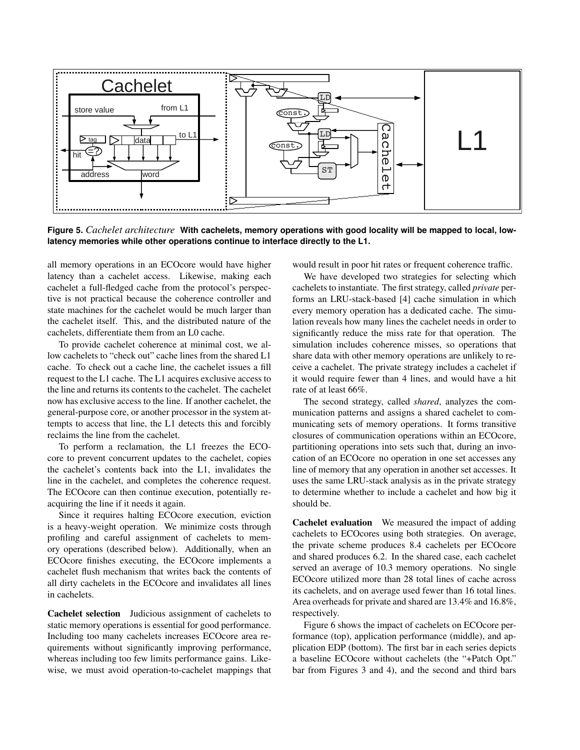Cachelet

store value

from L1

to L1

tag

data

hit

=?

address

word

LD

const.

LD

const.

ST

Cachelet

L1

**Figure 5.** *Cachelet architecture* **With cachelets, memory operations with good locality will be mapped to local, low-latency memories while other operations continue to interface directly to the L1.**

all memory operations in an ECOcore would have higher latency than a cachelet access. Likewise, making each cachelet a full-fledged cache from the protocol's perspective is not practical because the coherence controller and state machines for the cachelet would be much larger than the cachelet itself. This, and the distributed nature of the cachelets, differentiate them from an L0 cache.

To provide cachelet coherence at minimal cost, we allow cachelets to "check out" cache lines from the shared L1 cache. To check out a cache line, the cachelet issues a fill request to the L1 cache. The L1 acquires exclusive access to the line and returns its contents to the cachelet. The cachelet now has exclusive access to the line. If another cachelet, the general-purpose core, or another processor in the system attempts to access that line, the L1 detects this and forcibly reclaims the line from the cachelet.

To perform a reclamation, the L1 freezes the ECOcore to prevent concurrent updates to the cachelet, copies the cachelet's contents back into the L1, invalidates the line in the cachelet, and completes the coherence request. The ECOcore can then continue execution, potentially reacquiring the line if it needs it again.

Since it requires halting ECOcore execution, eviction is a heavy-weight operation. We minimize costs through profiling and careful assignment of cachelets to memory operations (described below). Additionally, when an ECOcore finishes executing, the ECOcore implements a cachelet flush mechanism that writes back the contents of all dirty cachelets in the ECOcore and invalidates all lines in cachelets.

**Cachelet selection** Judicious assignment of cachelets to static memory operations is essential for good performance. Including too many cachelets increases ECOcore area requirements without significantly improving performance, whereas including too few limits performance gains. Likewise, we must avoid operation-to-cachelet mappings that would result in poor hit rates or frequent coherence traffic.

We have developed two strategies for selecting which cachelets to instantiate. The first strategy, called *private* performs an LRU-stack-based [4] cache simulation in which every memory operation has a dedicated cache. The simulation reveals how many lines the cachelet needs in order to significantly reduce the miss rate for that operation. The simulation includes coherence misses, so operations that share data with other memory operations are unlikely to receive a cachelet. The private strategy includes a cachelet if it would require fewer than 4 lines, and would have a hit rate of at least 66%.

The second strategy, called *shared*, analyzes the communication patterns and assigns a shared cachelet to communicating sets of memory operations. It forms transitive closures of communication operations within an ECOcore, partitioning operations into sets such that, during an invocation of an ECOcore no operation in one set accesses any line of memory that any operation in another set accesses. It uses the same LRU-stack analysis as in the private strategy to determine whether to include a cachelet and how big it should be.

**Cachelet evaluation** We measured the impact of adding cachelets to ECOcores using both strategies. On average, the private scheme produces 8.4 cachelets per ECOcore and shared produces 6.2. In the shared case, each cachelet served an average of 10.3 memory operations. No single ECOcore utilized more than 28 total lines of cache across its cachelets, and on average used fewer than 16 total lines. Area overheads for private and shared are 13.4% and 16.8%, respectively.

Figure 6 shows the impact of cachelets on ECOcore performance (top), application performance (middle), and application EDP (bottom). The first bar in each series depicts a baseline ECOcore without cachelets (the "+Patch Opt." bar from Figures 3 and 4), and the second and third bars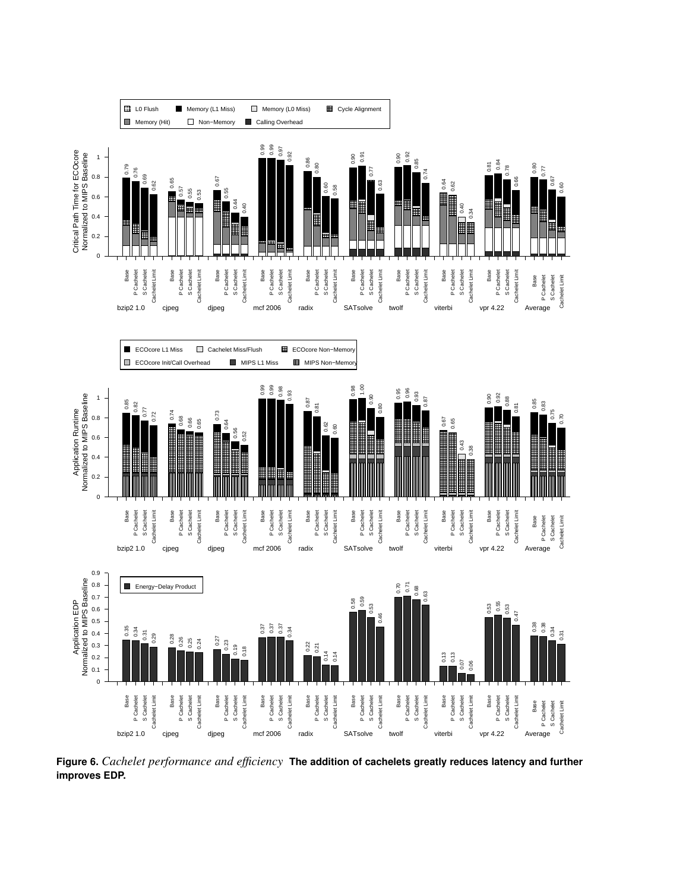**Figure 6.** *Cachelet performance and efficiency* **The addition of cachelets greatly reduces latency and further improves EDP.**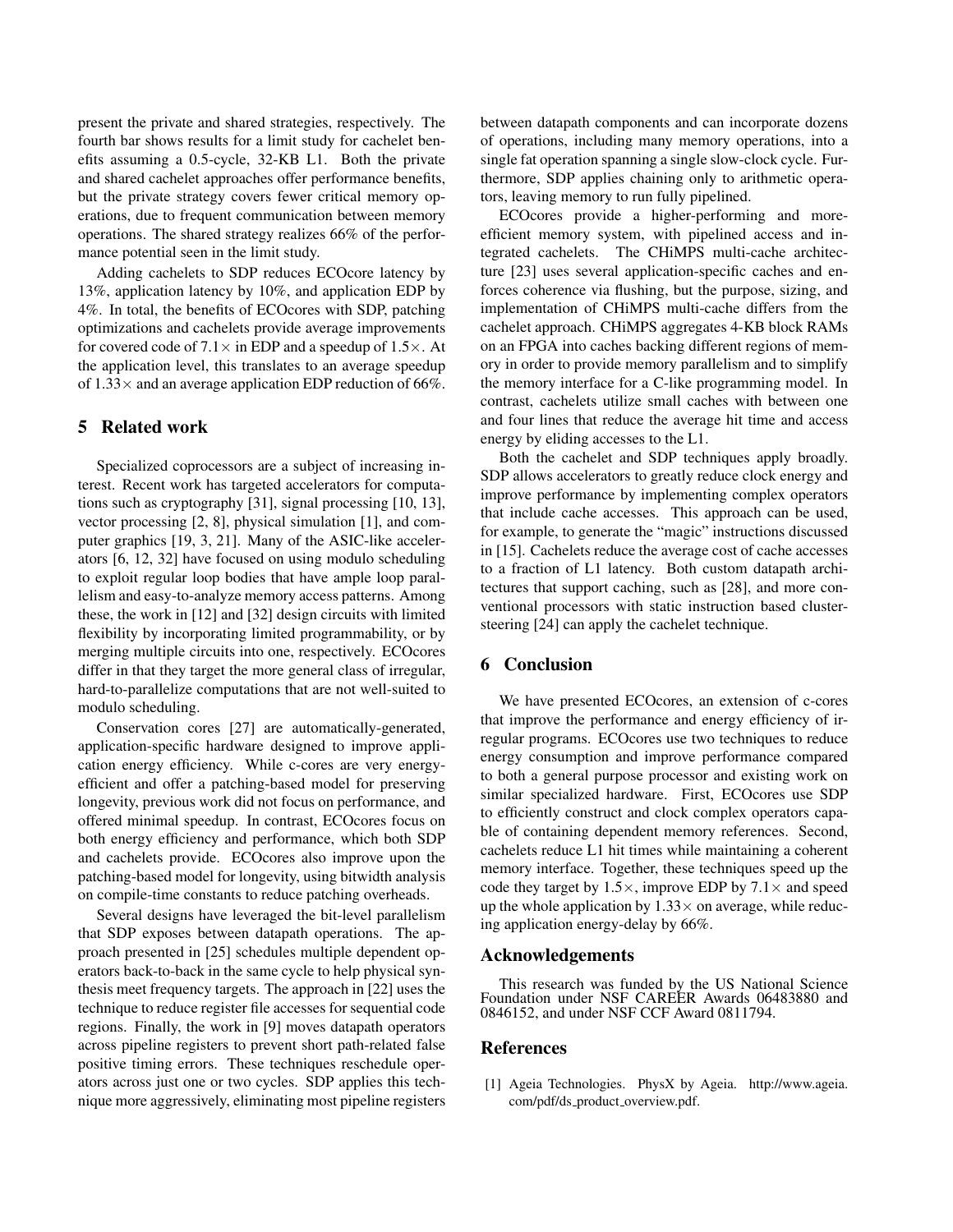present the private and shared strategies, respectively. The fourth bar shows results for a limit study for cachelet benefits assuming a 0.5-cycle, 32-KB L1. Both the private and shared cachelet approaches offer performance benefits, but the private strategy covers fewer critical memory operations, due to frequent communication between memory operations. The shared strategy realizes 66% of the performance potential seen in the limit study.

Adding cachelets to SDP reduces ECOcore latency by 13%, application latency by 10%, and application EDP by 4%. In total, the benefits of ECOcores with SDP, patching optimizations and cachelets provide average improvements for covered code of $7.1\times$ in EDP and a speedup of $1.5\times$. At the application level, this translates to an average speedup of $1.33\times$ and an average application EDP reduction of 66%.

## 5 Related work

Specialized coprocessors are a subject of increasing interest. Recent work has targeted accelerators for computations such as cryptography [31], signal processing [10, 13], vector processing [2, 8], physical simulation [1], and computer graphics [19, 3, 21]. Many of the ASIC-like accelerators [6, 12, 32] have focused on using modulo scheduling to exploit regular loop bodies that have ample loop parallelism and easy-to-analyze memory access patterns. Among these, the work in [12] and [32] design circuits with limited flexibility by incorporating limited programmability, or by merging multiple circuits into one, respectively. ECOcores differ in that they target the more general class of irregular, hard-to-parallelize computations that are not well-suited to modulo scheduling.

Conservation cores [27] are automatically-generated, application-specific hardware designed to improve application energy efficiency. While c-cores are very energy-efficient and offer a patching-based model for preserving longevity, previous work did not focus on performance, and offered minimal speedup. In contrast, ECOcores focus on both energy efficiency and performance, which both SDP and cachelets provide. ECOcores also improve upon the patching-based model for longevity, using bitwidth analysis on compile-time constants to reduce patching overheads.

Several designs have leveraged the bit-level parallelism that SDP exposes between datapath operations. The approach presented in [25] schedules multiple dependent operators back-to-back in the same cycle to help physical synthesis meet frequency targets. The approach in [22] uses the technique to reduce register file accesses for sequential code regions. Finally, the work in [9] moves datapath operators across pipeline registers to prevent short path-related false positive timing errors. These techniques reschedule operators across just one or two cycles. SDP applies this technique more aggressively, eliminating most pipeline registers between datapath components and can incorporate dozens of operations, including many memory operations, into a single fat operation spanning a single slow-clock cycle. Furthermore, SDP applies chaining only to arithmetic operators, leaving memory to run fully pipelined.

ECOcores provide a higher-performing and more-efficient memory system, with pipelined access and integrated cachelets. The CHiMPS multi-cache architecture [23] uses several application-specific caches and enforces coherence via flushing, but the purpose, sizing, and implementation of CHiMPS multi-cache differs from the cachelet approach. CHiMPS aggregates 4-KB block RAMs on an FPGA into caches backing different regions of memory in order to provide memory parallelism and to simplify the memory interface for a C-like programming model. In contrast, cachelets utilize small caches with between one and four lines that reduce the average hit time and access energy by eliding accesses to the L1.

Both the cachelet and SDP techniques apply broadly. SDP allows accelerators to greatly reduce clock energy and improve performance by implementing complex operators that include cache accesses. This approach can be used, for example, to generate the "magic" instructions discussed in [15]. Cachelets reduce the average cost of cache accesses to a fraction of L1 latency. Both custom datapath architectures that support caching, such as [28], and more conventional processors with static instruction based cluster-steering [24] can apply the cachelet technique.

## 6 Conclusion

We have presented ECOcores, an extension of c-cores that improve the performance and energy efficiency of irregular programs. ECOcores use two techniques to reduce energy consumption and improve performance compared to both a general purpose processor and existing work on similar specialized hardware. First, ECOcores use SDP to efficiently construct and clock complex operators capable of containing dependent memory references. Second, cachelets reduce L1 hit times while maintaining a coherent memory interface. Together, these techniques speed up the code they target by $1.5\times$, improve EDP by $7.1\times$ and speed up the whole application by $1.33\times$ on average, while reducing application energy-delay by 66%.

## Acknowledgements

This research was funded by the US National Science Foundation under NSF CAREER Awards 06483880 and 0846152, and under NSF CCF Award 0811794.

## References

[1] Ageia Technologies. PhysX by Ageia. http://www.ageia.com/pdf/ds_product_overview.pdf.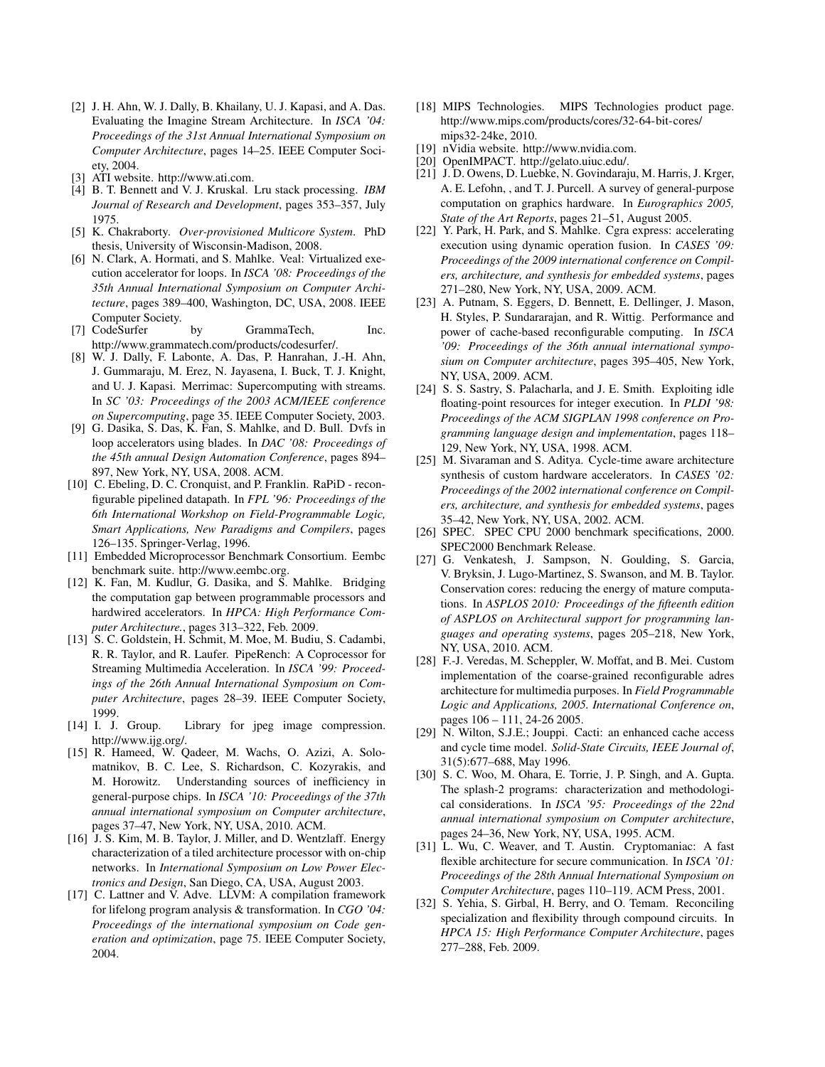[2] J. H. Ahn, W. J. Dally, B. Khailany, U. J. Kapasi, and A. Das. Evaluating the Imagine Stream Architecture. In *ISCA '04: Proceedings of the 31st Annual International Symposium on Computer Architecture*, pages 14–25. IEEE Computer Society, 2004.

[3] ATI website. http://www.ati.com.

[4] B. T. Bennett and V. J. Kruskal. Lru stack processing. *IBM Journal of Research and Development*, pages 353–357, July 1975.

[5] K. Chakraborty. *Over-provisioned Multicore System*. PhD thesis, University of Wisconsin-Madison, 2008.

[6] N. Clark, A. Hormati, and S. Mahlke. Veal: Virtualized execution accelerator for loops. In *ISCA '08: Proceedings of the 35th Annual International Symposium on Computer Architecture*, pages 389–400, Washington, DC, USA, 2008. IEEE Computer Society.

[7] CodeSurfer by GrammaTech, Inc. http://www.grammatech.com/products/codesurfer/.

[8] W. J. Dally, F. Labonte, A. Das, P. Hanrahan, J.-H. Ahn, J. Gummaraju, M. Erez, N. Jayasena, I. Buck, T. J. Knight, and U. J. Kapasi. Merrimac: Supercomputing with streams. In *SC '03: Proceedings of the 2003 ACM/IEEE conference on Supercomputing*, page 35. IEEE Computer Society, 2003.

[9] G. Dasika, S. Das, K. Fan, S. Mahlke, and D. Bull. Dvfs in loop accelerators using blades. In *DAC '08: Proceedings of the 45th annual Design Automation Conference*, pages 894–897, New York, NY, USA, 2008. ACM.

[10] C. Ebeling, D. C. Cronquist, and P. Franklin. RaPiD - reconfigurable pipelined datapath. In *FPL '96: Proceedings of the 6th International Workshop on Field-Programmable Logic, Smart Applications, New Paradigms and Compilers*, pages 126–135. Springer-Verlag, 1996.

[11] Embedded Microprocessor Benchmark Consortium. Eembc benchmark suite. http://www.eembc.org.

[12] K. Fan, M. Kudlur, G. Dasika, and S. Mahlke. Bridging the computation gap between programmable processors and hardwired accelerators. In *HPCA: High Performance Computer Architecture.*, pages 313–322, Feb. 2009.

[13] S. C. Goldstein, H. Schmit, M. Moe, M. Budiu, S. Cadambi, R. R. Taylor, and R. Laufer. PipeRench: A Coprocessor for Streaming Multimedia Acceleration. In *ISCA '99: Proceedings of the 26th Annual International Symposium on Computer Architecture*, pages 28–39. IEEE Computer Society, 1999.

[14] I. J. Group. Library for jpeg image compression. http://www.ijg.org/.

[15] R. Hameed, W. Qadeer, M. Wachs, O. Azizi, A. Solomatnikov, B. C. Lee, S. Richardson, C. Kozyrakis, and M. Horowitz. Understanding sources of inefficiency in general-purpose chips. In *ISCA '10: Proceedings of the 37th annual international symposium on Computer architecture*, pages 37–47, New York, NY, USA, 2010. ACM.

[16] J. S. Kim, M. B. Taylor, J. Miller, and D. Wentzlaff. Energy characterization of a tiled architecture processor with on-chip networks. In *International Symposium on Low Power Electronics and Design*, San Diego, CA, USA, August 2003.

[17] C. Lattner and V. Adve. LLVM: A compilation framework for lifelong program analysis & transformation. In *CGO '04: Proceedings of the international symposium on Code generation and optimization*, page 75. IEEE Computer Society, 2004.

[18] MIPS Technologies. MIPS Technologies product page. http://www.mips.com/products/cores/32-64-bit-cores/mips32-24ke, 2010.

[19] nVidia website. http://www.nvidia.com.

[20] OpenIMPACT. http://gelato.uiuc.edu/.

[21] J. D. Owens, D. Luebke, N. Govindaraju, M. Harris, J. Krger, A. E. Lefohn, , and T. J. Purcell. A survey of general-purpose computation on graphics hardware. In *Eurographics 2005, State of the Art Reports*, pages 21–51, August 2005.

[22] Y. Park, H. Park, and S. Mahlke. Cgra express: accelerating execution using dynamic operation fusion. In *CASES '09: Proceedings of the 2009 international conference on Compilers, architecture, and synthesis for embedded systems*, pages 271–280, New York, NY, USA, 2009. ACM.

[23] A. Putnam, S. Eggers, D. Bennett, E. Dellinger, J. Mason, H. Styles, P. Sundararajan, and R. Wittig. Performance and power of cache-based reconfigurable computing. In *ISCA '09: Proceedings of the 36th annual international symposium on Computer architecture*, pages 395–405, New York, NY, USA, 2009. ACM.

[24] S. S. Sastry, S. Palacharla, and J. E. Smith. Exploiting idle floating-point resources for integer execution. In *PLDI '98: Proceedings of the ACM SIGPLAN 1998 conference on Programming language design and implementation*, pages 118–129, New York, NY, USA, 1998. ACM.

[25] M. Sivaraman and S. Aditya. Cycle-time aware architecture synthesis of custom hardware accelerators. In *CASES '02: Proceedings of the 2002 international conference on Compilers, architecture, and synthesis for embedded systems*, pages 35–42, New York, NY, USA, 2002. ACM.

[26] SPEC. SPEC CPU 2000 benchmark specifications, 2000. SPEC2000 Benchmark Release.

[27] G. Venkatesh, J. Sampson, N. Goulding, S. Garcia, V. Bryksin, J. Lugo-Martinez, S. Swanson, and M. B. Taylor. Conservation cores: reducing the energy of mature computations. In *ASPLOS 2010: Proceedings of the fifteenth edition of ASPLOS on Architectural support for programming languages and operating systems*, pages 205–218, New York, NY, USA, 2010. ACM.

[28] F.-J. Veredas, M. Scheppler, W. Moffat, and B. Mei. Custom implementation of the coarse-grained reconfigurable adres architecture for multimedia purposes. In *Field Programmable Logic and Applications, 2005. International Conference on*, pages 106 – 111, 24-26 2005.

[29] N. Wilton, S.J.E.; Jouppi. Cacti: an enhanced cache access and cycle time model. *Solid-State Circuits, IEEE Journal of*, 31(5):677–688, May 1996.

[30] S. C. Woo, M. Ohara, E. Torrie, J. P. Singh, and A. Gupta. The splash-2 programs: characterization and methodological considerations. In *ISCA '95: Proceedings of the 22nd annual international symposium on Computer architecture*, pages 24–36, New York, NY, USA, 1995. ACM.

[31] L. Wu, C. Weaver, and T. Austin. Cryptomaniac: A fast flexible architecture for secure communication. In *ISCA '01: Proceedings of the 28th Annual International Symposium on Computer Architecture*, pages 110–119. ACM Press, 2001.

[32] S. Yehia, S. Girbal, H. Berry, and O. Temam. Reconciling specialization and flexibility through compound circuits. In *HPCA 15: High Performance Computer Architecture*, pages 277–288, Feb. 2009.